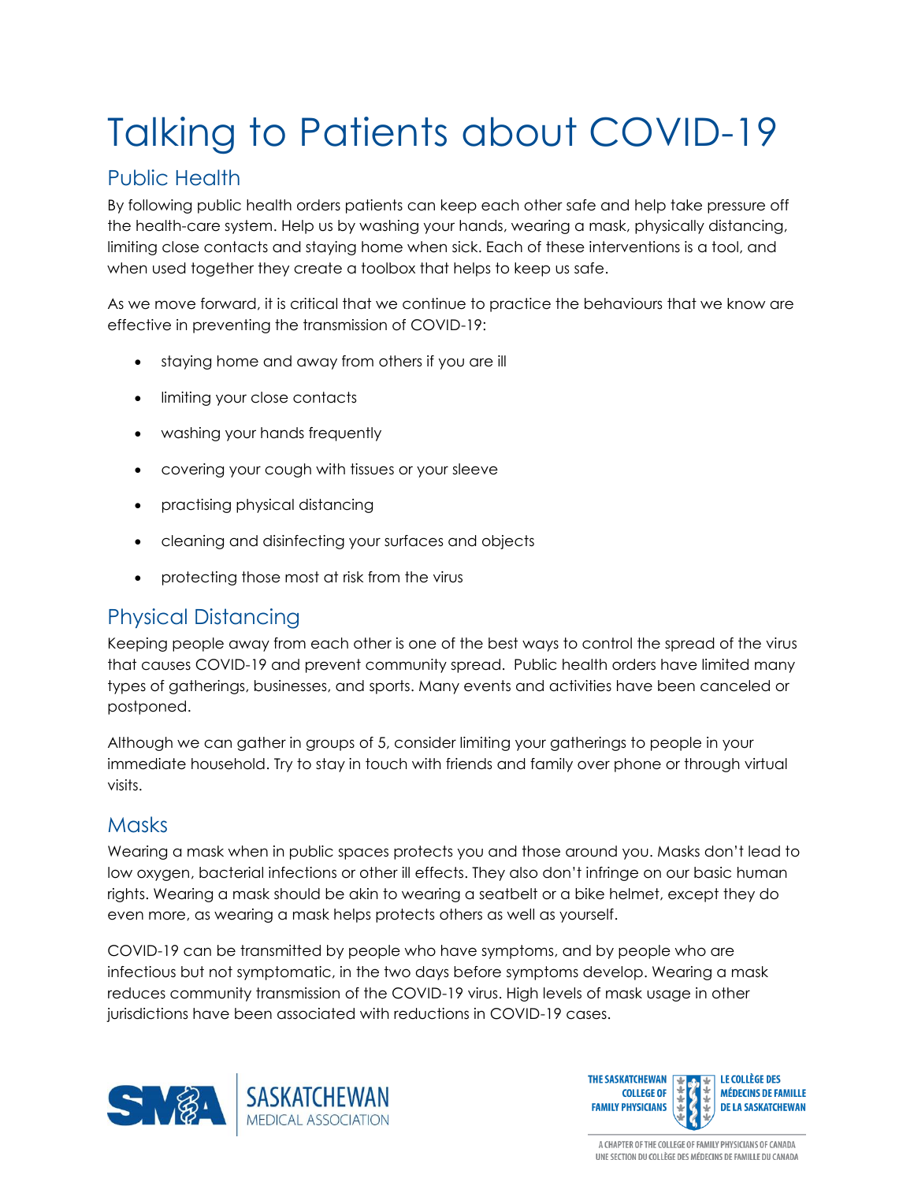# Talking to Patients about COVID-19

## Public Health

By following public health orders patients can keep each other safe and help take pressure off the health-care system. Help us by washing your hands, wearing a mask, physically distancing, limiting close contacts and staying home when sick. Each of these interventions is a tool, and when used together they create a toolbox that helps to keep us safe.

As we move forward, it is critical that we continue to practice the behaviours that we know are effective in preventing the transmission of COVID-19:

- staying home and away from others if you are ill
- limiting your close contacts
- washing your hands frequently
- covering your cough with tissues or your sleeve
- practising physical distancing
- cleaning and disinfecting your surfaces and objects
- protecting those most at risk from the virus

## Physical Distancing

Keeping people away from each other is one of the best ways to control the spread of the virus that causes COVID-19 and prevent community spread. Public health orders have limited many types of gatherings, businesses, and sports. Many events and activities have been canceled or postponed.

Although we can gather in groups of 5, consider limiting your gatherings to people in your immediate household. Try to stay in touch with friends and family over phone or through virtual visits.

## Masks

Wearing a mask when in public spaces protects you and those around you. Masks don't lead to low oxygen, bacterial infections or other ill effects. They also don't infringe on our basic human rights. Wearing a mask should be akin to wearing a seatbelt or a bike helmet, except they do even more, as wearing a mask helps protects others as well as yourself.

COVID-19 can be transmitted by people who have symptoms, and by people who are infectious but not symptomatic, in the two days before symptoms develop. Wearing a mask reduces community transmission of the COVID-19 virus. High levels of mask usage in other jurisdictions have been associated with reductions in COVID-19 cases.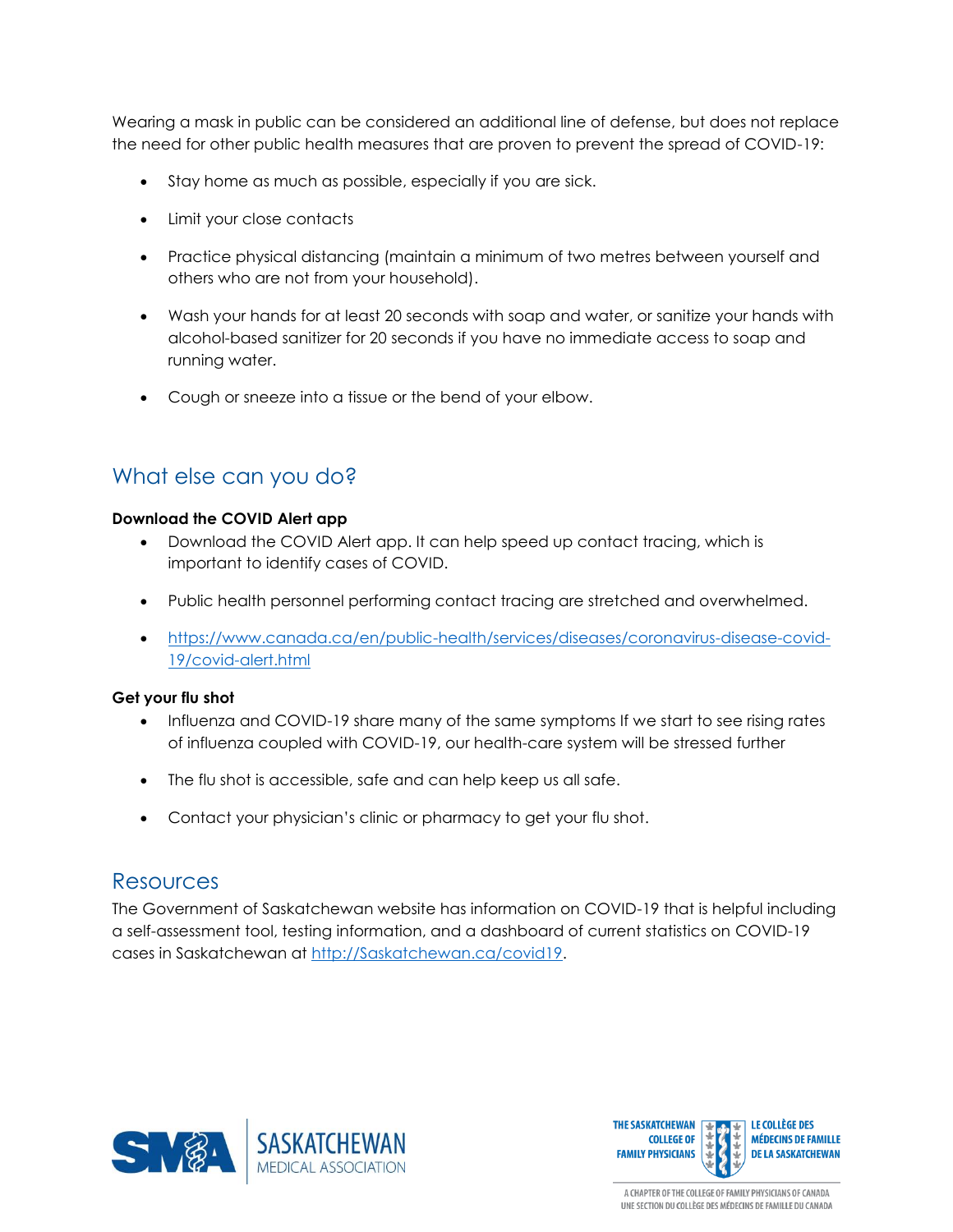Wearing a mask in public can be considered an additional line of defense, but does not replace the need for other public health measures that are proven to prevent the spread of COVID-19:

- Stay home as much as possible, especially if you are sick.
- Limit your close contacts
- Practice physical distancing (maintain a minimum of two metres between yourself and others who are not from your household).
- Wash your hands for at least 20 seconds with soap and water, or sanitize your hands with alcohol-based sanitizer for 20 seconds if you have no immediate access to soap and running water.
- Cough or sneeze into a tissue or the bend of your elbow.

## What else can you do?

**Download the COVID Alert app**

- Download the COVID Alert app. It can help speed up contact tracing, which is important to identify cases of COVID.
- Public health personnel performing contact tracing are stretched and overwhelmed.
- [https://www.canada.ca/en/public-health/services/diseases/coronavirus-disease-covid-19/covid-alert.html](https://www.canada.ca/en/public-health/services/diseases/coronavirus-disease-covid-19/covid-alert.html)

**Get your flu shot**

- Influenza and COVID-19 share many of the same symptoms If we start to see rising rates of influenza coupled with COVID-19, our health-care system will be stressed further
- The flu shot is accessible, safe and can help keep us all safe.
- Contact your physician's clinic or pharmacy to get your flu shot.

## Resources

The Government of Saskatchewan website has information on COVID-19 that is helpful including a self-assessment tool, testing information, and a dashboard of current statistics on COVID-19 cases in Saskatchewan at [http://Saskatchewan.ca/covid19](http://Saskatchewan.ca/covid19).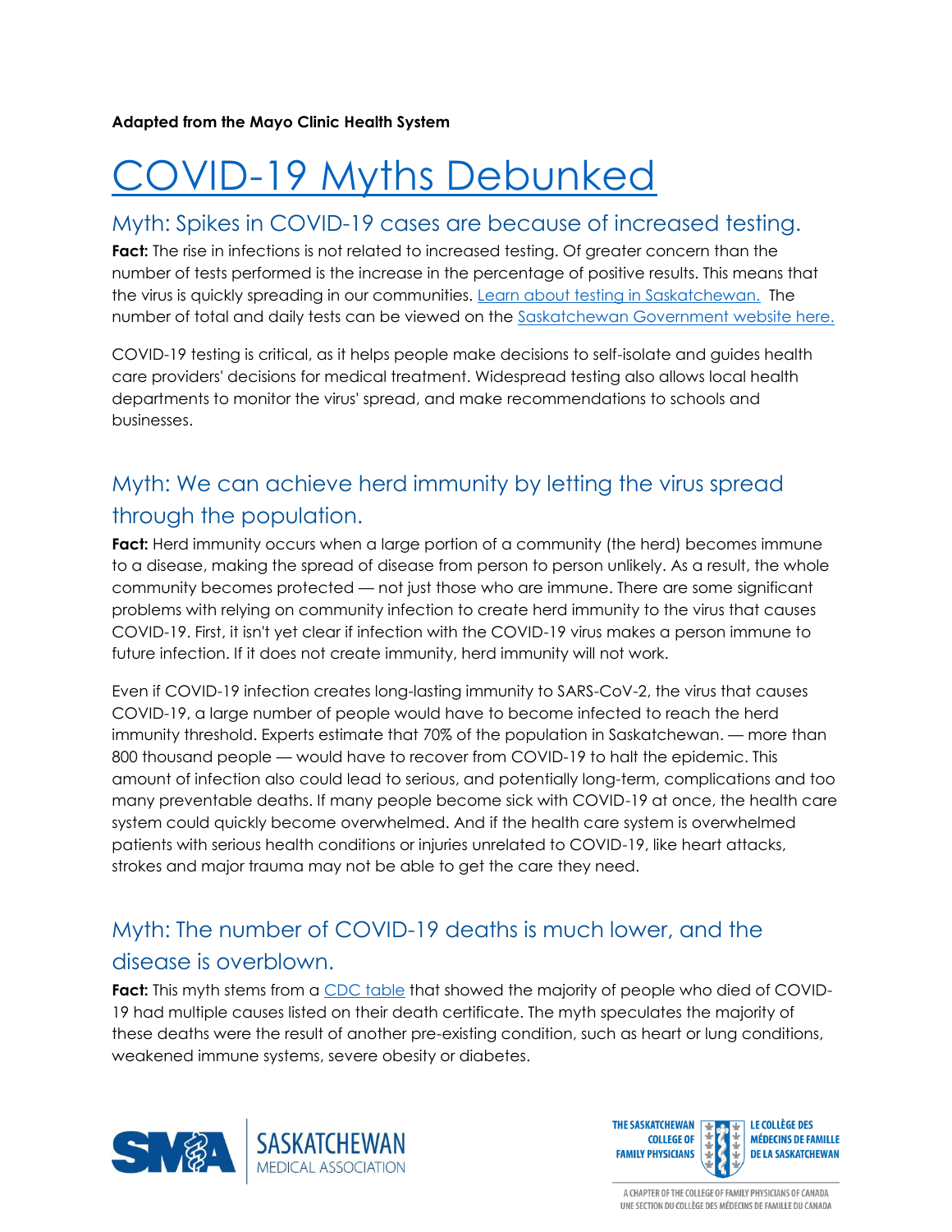**Adapted from the Mayo Clinic Health System**

# COVID-19 Myths Debunked

## Myth: Spikes in COVID-19 cases are because of increased testing.

**Fact:** The rise in infections is not related to increased testing. Of greater concern than the number of tests performed is the increase in the percentage of positive results. This means that the virus is quickly spreading in our communities. Learn about testing in Saskatchewan. The number of total and daily tests can be viewed on the Saskatchewan Government website here.

COVID-19 testing is critical, as it helps people make decisions to self-isolate and guides health care providers' decisions for medical treatment. Widespread testing also allows local health departments to monitor the virus' spread, and make recommendations to schools and businesses.

## Myth: We can achieve herd immunity by letting the virus spread through the population.

**Fact:** Herd immunity occurs when a large portion of a community (the herd) becomes immune to a disease, making the spread of disease from person to person unlikely. As a result, the whole community becomes protected — not just those who are immune. There are some significant problems with relying on community infection to create herd immunity to the virus that causes COVID-19. First, it isn't yet clear if infection with the COVID-19 virus makes a person immune to future infection. If it does not create immunity, herd immunity will not work.

Even if COVID-19 infection creates long-lasting immunity to SARS-CoV-2, the virus that causes COVID-19, a large number of people would have to become infected to reach the herd immunity threshold. Experts estimate that 70% of the population in Saskatchewan. — more than 800 thousand people — would have to recover from COVID-19 to halt the epidemic. This amount of infection also could lead to serious, and potentially long-term, complications and too many preventable deaths. If many people become sick with COVID-19 at once, the health care system could quickly become overwhelmed. And if the health care system is overwhelmed patients with serious health conditions or injuries unrelated to COVID-19, like heart attacks, strokes and major trauma may not be able to get the care they need.

## Myth: The number of COVID-19 deaths is much lower, and the disease is overblown.

**Fact:** This myth stems from a CDC table that showed the majority of people who died of COVID-19 had multiple causes listed on their death certificate. The myth speculates the majority of these deaths were the result of another pre-existing condition, such as heart or lung conditions, weakened immune systems, severe obesity or diabetes.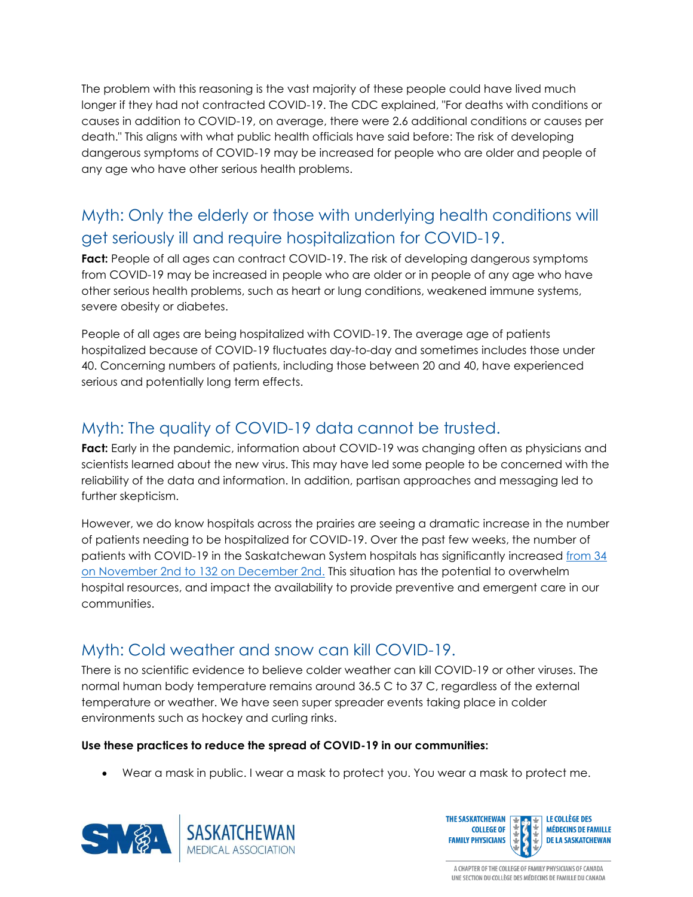The problem with this reasoning is the vast majority of these people could have lived much longer if they had not contracted COVID-19. The CDC explained, "For deaths with conditions or causes in addition to COVID-19, on average, there were 2.6 additional conditions or causes per death." This aligns with what public health officials have said before: The risk of developing dangerous symptoms of COVID-19 may be increased for people who are older and people of any age who have other serious health problems.

## Myth: Only the elderly or those with underlying health conditions will get seriously ill and require hospitalization for COVID-19.

**Fact:** People of all ages can contract COVID-19. The risk of developing dangerous symptoms from COVID-19 may be increased in people who are older or in people of any age who have other serious health problems, such as heart or lung conditions, weakened immune systems, severe obesity or diabetes.

People of all ages are being hospitalized with COVID-19. The average age of patients hospitalized because of COVID-19 fluctuates day-to-day and sometimes includes those under 40. Concerning numbers of patients, including those between 20 and 40, have experienced serious and potentially long term effects.

## Myth: The quality of COVID-19 data cannot be trusted.

**Fact:** Early in the pandemic, information about COVID-19 was changing often as physicians and scientists learned about the new virus. This may have led some people to be concerned with the reliability of the data and information. In addition, partisan approaches and messaging led to further skepticism.

However, we do know hospitals across the prairies are seeing a dramatic increase in the number of patients needing to be hospitalized for COVID-19. Over the past few weeks, the number of patients with COVID-19 in the Saskatchewan System hospitals has significantly increased from 34 on November 2nd to 132 on December 2nd. This situation has the potential to overwhelm hospital resources, and impact the availability to provide preventive and emergent care in our communities.

## Myth: Cold weather and snow can kill COVID-19.

There is no scientific evidence to believe colder weather can kill COVID-19 or other viruses. The normal human body temperature remains around 36.5 C to 37 C, regardless of the external temperature or weather. We have seen super spreader events taking place in colder environments such as hockey and curling rinks.

**Use these practices to reduce the spread of COVID-19 in our communities:**

- Wear a mask in public. I wear a mask to protect you. You wear a mask to protect me.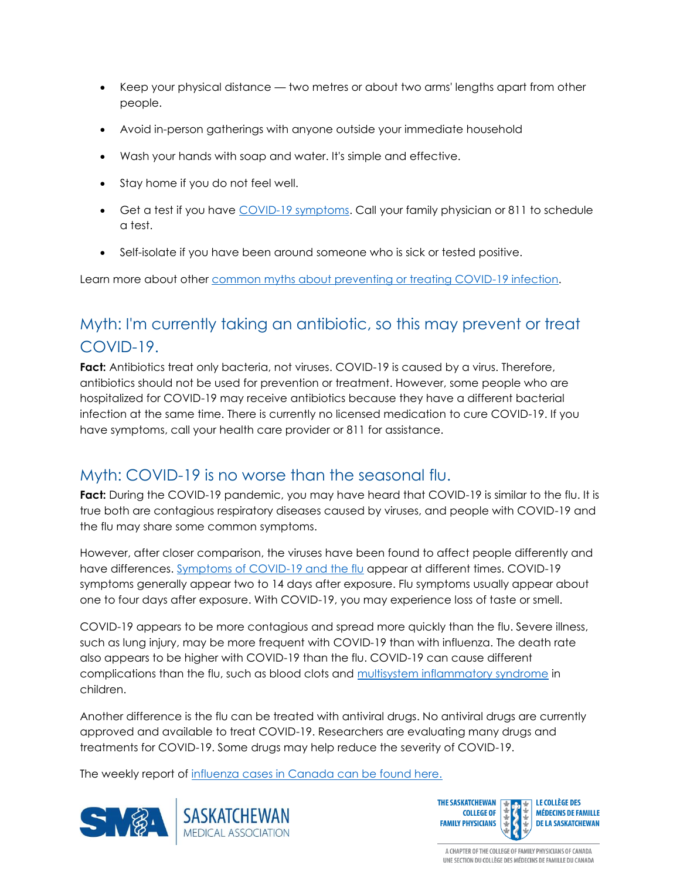- Keep your physical distance — two metres or about two arms' lengths apart from other people.
- Avoid in-person gatherings with anyone outside your immediate household
- Wash your hands with soap and water. It's simple and effective.
- Stay home if you do not feel well.
- Get a test if you have COVID-19 symptoms. Call your family physician or 811 to schedule a test.
- Self-isolate if you have been around someone who is sick or tested positive.

Learn more about other common myths about preventing or treating COVID-19 infection.

## Myth: I'm currently taking an antibiotic, so this may prevent or treat COVID-19.

**Fact:** Antibiotics treat only bacteria, not viruses. COVID-19 is caused by a virus. Therefore, antibiotics should not be used for prevention or treatment. However, some people who are hospitalized for COVID-19 may receive antibiotics because they have a different bacterial infection at the same time. There is currently no licensed medication to cure COVID-19. If you have symptoms, call your health care provider or 811 for assistance.

## Myth: COVID-19 is no worse than the seasonal flu.

**Fact:** During the COVID-19 pandemic, you may have heard that COVID-19 is similar to the flu. It is true both are contagious respiratory diseases caused by viruses, and people with COVID-19 and the flu may share some common symptoms.

However, after closer comparison, the viruses have been found to affect people differently and have differences. Symptoms of COVID-19 and the flu appear at different times. COVID-19 symptoms generally appear two to 14 days after exposure. Flu symptoms usually appear about one to four days after exposure. With COVID-19, you may experience loss of taste or smell.

COVID-19 appears to be more contagious and spread more quickly than the flu. Severe illness, such as lung injury, may be more frequent with COVID-19 than with influenza. The death rate also appears to be higher with COVID-19 than the flu. COVID-19 can cause different complications than the flu, such as blood clots and multisystem inflammatory syndrome in children.

Another difference is the flu can be treated with antiviral drugs. No antiviral drugs are currently approved and available to treat COVID-19. Researchers are evaluating many drugs and treatments for COVID-19. Some drugs may help reduce the severity of COVID-19.

The weekly report of influenza cases in Canada can be found here.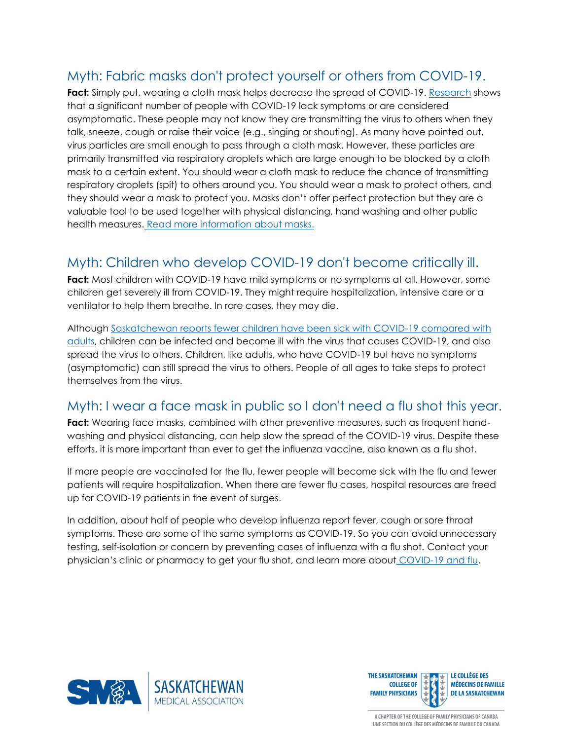## Myth: Fabric masks don't protect yourself or others from COVID-19.

**Fact:** Simply put, wearing a cloth mask helps decrease the spread of COVID-19. Research shows that a significant number of people with COVID-19 lack symptoms or are considered asymptomatic. These people may not know they are transmitting the virus to others when they talk, sneeze, cough or raise their voice (e.g., singing or shouting). As many have pointed out, virus particles are small enough to pass through a cloth mask. However, these particles are primarily transmitted via respiratory droplets which are large enough to be blocked by a cloth mask to a certain extent. You should wear a cloth mask to reduce the chance of transmitting respiratory droplets (spit) to others around you. You should wear a mask to protect others, and they should wear a mask to protect you. Masks don't offer perfect protection but they are a valuable tool to be used together with physical distancing, hand washing and other public health measures. Read more information about masks.

## Myth: Children who develop COVID-19 don't become critically ill.

**Fact:** Most children with COVID-19 have mild symptoms or no symptoms at all. However, some children get severely ill from COVID-19. They might require hospitalization, intensive care or a ventilator to help them breathe. In rare cases, they may die.

Although Saskatchewan reports fewer children have been sick with COVID-19 compared with adults, children can be infected and become ill with the virus that causes COVID-19, and also spread the virus to others. Children, like adults, who have COVID-19 but have no symptoms (asymptomatic) can still spread the virus to others. People of all ages to take steps to protect themselves from the virus.

## Myth: I wear a face mask in public so I don't need a flu shot this year.

**Fact:** Wearing face masks, combined with other preventive measures, such as frequent hand-washing and physical distancing, can help slow the spread of the COVID-19 virus. Despite these efforts, it is more important than ever to get the influenza vaccine, also known as a flu shot.

If more people are vaccinated for the flu, fewer people will become sick with the flu and fewer patients will require hospitalization. When there are fewer flu cases, hospital resources are freed up for COVID-19 patients in the event of surges.

In addition, about half of people who develop influenza report fever, cough or sore throat symptoms. These are some of the same symptoms as COVID-19. So you can avoid unnecessary testing, self-isolation or concern by preventing cases of influenza with a flu shot. Contact your physician's clinic or pharmacy to get your flu shot, and learn more about COVID-19 and flu.

SMA SASKATCHEWAN MEDICAL ASSOCIATION

THE SASKATCHEWAN COLLEGE OF FAMILY PHYSICIANS
LE COLLÈGE DES MÉDECINS DE FAMILLE DE LA SASKATCHEWAN
A CHAPTER OF THE COLLEGE OF FAMILY PHYSICIANS OF CANADA
UNE SECTION DU COLLÈGE DES MÉDECINS DE FAMILLE DU CANADA